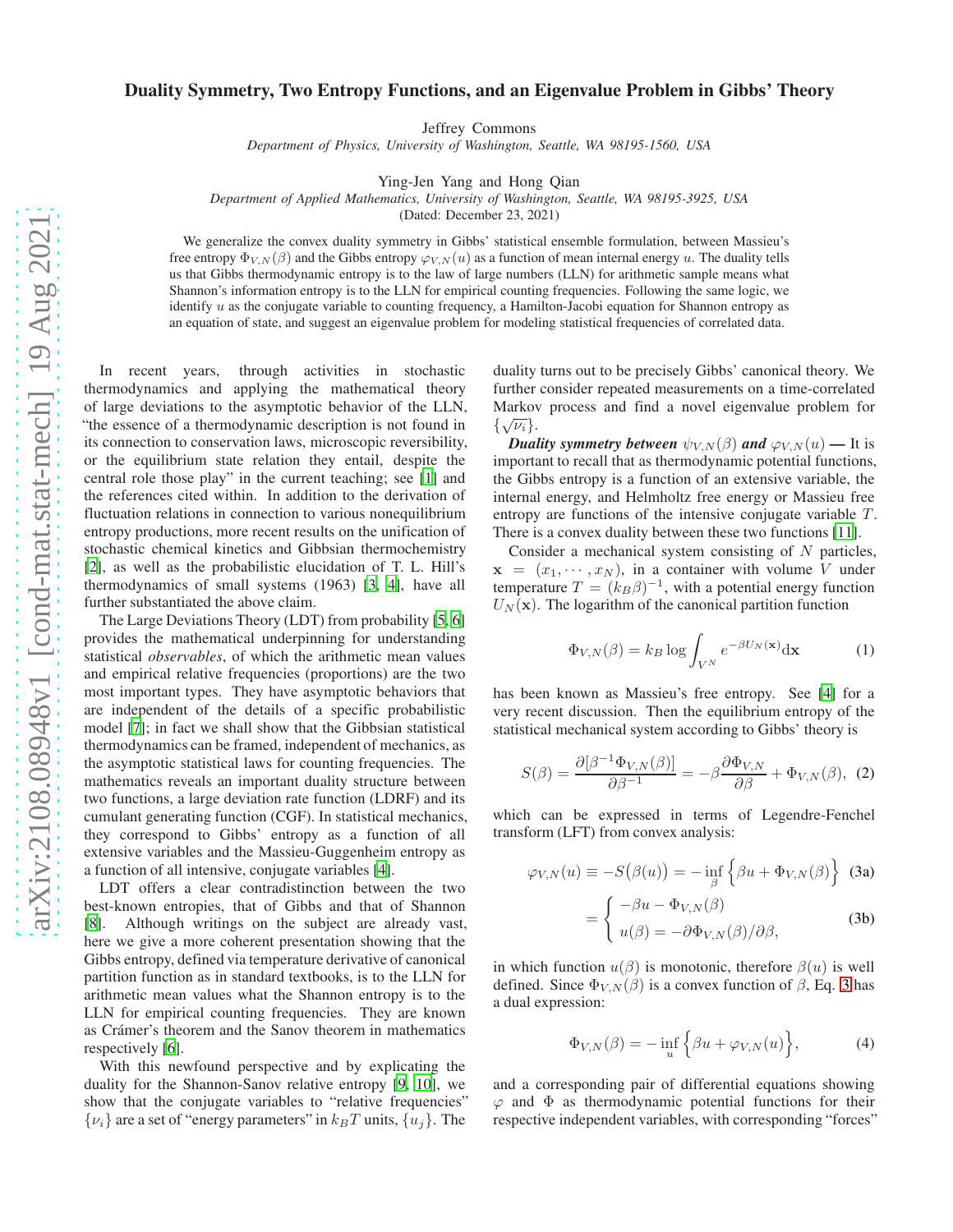# Duality Symmetry, Two Entropy Functions, and an Eigenvalue Problem in Gibbs' Theory

Jeffrey Commons

*Department of Physics, University of Washington, Seattle, WA 98195-1560, USA*

Ying-Jen Yang and Hong Qian

*Department of Applied Mathematics, University of Washington, Seattle, WA 98195-3925, USA*

(Dated: December 23, 2021)

We generalize the convex duality symmetry in Gibbs' statistical ensemble formulation, between Massieu's free entropy $\Phi_{V,N}(\beta)$ and the Gibbs entropy $\varphi_{V,N}(u)$ as a function of mean internal energy $u$. The duality tells us that Gibbs thermodynamic entropy is to the law of large numbers (LLN) for arithmetic sample means what Shannon's information entropy is to the LLN for empirical counting frequencies. Following the same logic, we identify $u$ as the conjugate variable to counting frequency, a Hamilton-Jacobi equation for Shannon entropy as an equation of state, and suggest an eigenvalue problem for modeling statistical frequencies of correlated data.

In recent years, through activities in stochastic thermodynamics and applying the mathematical theory of large deviations to the asymptotic behavior of the LLN, "the essence of a thermodynamic description is not found in its connection to conservation laws, microscopic reversibility, or the equilibrium state relation they entail, despite the central role those play" in the current teaching; see [1] and the references cited within. In addition to the derivation of fluctuation relations in connection to various nonequilibrium entropy productions, more recent results on the unification of stochastic chemical kinetics and Gibbsian thermochemistry [2], as well as the probabilistic elucidation of T. L. Hill's thermodynamics of small systems (1963) [3, 4], have all further substantiated the above claim.

The Large Deviations Theory (LDT) from probability [5, 6] provides the mathematical underpinning for understanding statistical *observables*, of which the arithmetic mean values and empirical relative frequencies (proportions) are the two most important types. They have asymptotic behaviors that are independent of the details of a specific probabilistic model [7]; in fact we shall show that the Gibbsian statistical thermodynamics can be framed, independent of mechanics, as the asymptotic statistical laws for counting frequencies. The mathematics reveals an important duality structure between two functions, a large deviation rate function (LDRF) and its cumulant generating function (CGF). In statistical mechanics, they correspond to Gibbs' entropy as a function of all extensive variables and the Massieu-Guggenheim entropy as a function of all intensive, conjugate variables [4].

LDT offers a clear contradistinction between the two best-known entropies, that of Gibbs and that of Shannon [8]. Although writings on the subject are already vast, here we give a more coherent presentation showing that the Gibbs entropy, defined via temperature derivative of canonical partition function as in standard textbooks, is to the LLN for arithmetic mean values what the Shannon entropy is to the LLN for empirical counting frequencies. They are known as Crámer's theorem and the Sanov theorem in mathematics respectively [6].

With this newfound perspective and by explicating the duality for the Shannon-Sanov relative entropy [9, 10], we show that the conjugate variables to "relative frequencies" $\{\nu_i\}$ are a set of "energy parameters" in $k_BT$ units, $\{u_j\}$. The duality turns out to be precisely Gibbs' canonical theory. We further consider repeated measurements on a time-correlated Markov process and find a novel eigenvalue problem for $\{\sqrt{\nu_i}\}$.

***Duality symmetry between $\psi_{V,N}(\beta)$ and $\varphi_{V,N}(u)$ —*** It is important to recall that as thermodynamic potential functions, the Gibbs entropy is a function of an extensive variable, the internal energy, and Helmholtz free energy or Massieu free entropy are functions of the intensive conjugate variable $T$. There is a convex duality between these two functions [11].

Consider a mechanical system consisting of $N$ particles, $\mathbf{x} = (x_1, \cdots, x_N)$, in a container with volume $V$ under temperature $T = (k_B\beta)^{-1}$, with a potential energy function $U_N(\mathbf{x})$. The logarithm of the canonical partition function

$$\Phi_{V,N}(\beta) = k_B \log \int_{V^N} e^{-\beta U_N(\mathbf{x})} \mathrm{d}\mathbf{x} \tag{1}$$

has been known as Massieu's free entropy. See [4] for a very recent discussion. Then the equilibrium entropy of the statistical mechanical system according to Gibbs' theory is

$$S(\beta) = \frac{\partial[\beta^{-1}\Phi_{V,N}(\beta)]}{\partial\beta^{-1}} = -\beta\frac{\partial\Phi_{V,N}}{\partial\beta} + \Phi_{V,N}(\beta), \tag{2}$$

which can be expressed in terms of Legendre-Fenchel transform (LFT) from convex analysis:

$$\varphi_{V,N}(u) \equiv -S\big(\beta(u)\big) = -\inf_{\beta}\Big\{\beta u + \Phi_{V,N}(\beta)\Big\} \tag{3a}$$

$$= \begin{cases} -\beta u - \Phi_{V,N}(\beta) \\ u(\beta) = -\partial\Phi_{V,N}(\beta)/\partial\beta, \end{cases} \tag{3b}$$

in which function $u(\beta)$ is monotonic, therefore $\beta(u)$ is well defined. Since $\Phi_{V,N}(\beta)$ is a convex function of $\beta$, Eq. 3 has a dual expression:

$$\Phi_{V,N}(\beta) = -\inf_{u}\Big\{\beta u + \varphi_{V,N}(u)\Big\}, \tag{4}$$

and a corresponding pair of differential equations showing $\varphi$ and $\Phi$ as thermodynamic potential functions for their respective independent variables, with corresponding "forces"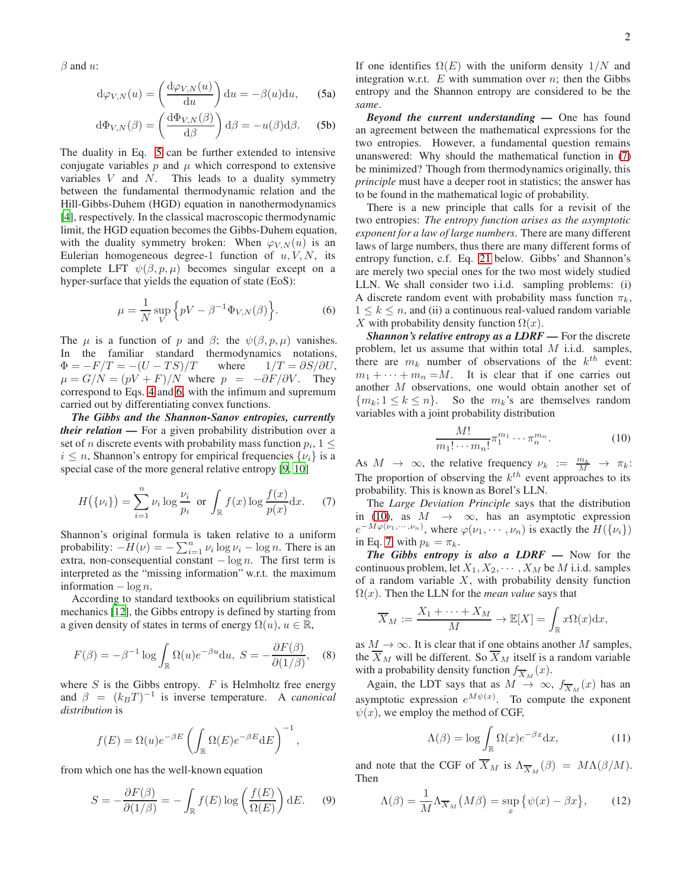$\beta$ and $u$:

$$\mathrm{d}\varphi_{V,N}(u) = \left(\frac{\mathrm{d}\varphi_{V,N}(u)}{\mathrm{d}u}\right)\mathrm{d}u = -\beta(u)\mathrm{d}u, \tag{5a}$$

$$\mathrm{d}\Phi_{V,N}(\beta) = \left(\frac{\mathrm{d}\Phi_{V,N}(\beta)}{\mathrm{d}\beta}\right)\mathrm{d}\beta = -u(\beta)\mathrm{d}\beta. \tag{5b}$$

The duality in Eq. 5 can be further extended to intensive conjugate variables $p$ and $\mu$ which correspond to extensive variables $V$ and $N$. This leads to a duality symmetry between the fundamental thermodynamic relation and the Hill-Gibbs-Duhem (HGD) equation in nanothermodynamics [4], respectively. In the classical macroscopic thermodynamic limit, the HGD equation becomes the Gibbs-Duhem equation, with the duality symmetry broken: When $\varphi_{V,N}(u)$ is an Eulerian homogeneous degree-1 function of $u, V, N$, its complete LFT $\psi(\beta, p, \mu)$ becomes singular except on a hyper-surface that yields the equation of state (EoS):

$$\mu = \frac{1}{N}\sup_V\left\{pV - \beta^{-1}\Phi_{V,N}(\beta)\right\}. \tag{6}$$

The $\mu$ is a function of $p$ and $\beta$; the $\psi(\beta, p, \mu)$ vanishes. In the familiar standard thermodynamics notations, $\Phi = -F/T = -(U - TS)/T$ where $1/T = \partial S/\partial U$, $\mu = G/N = (pV + F)/N$ where $p = -\partial F/\partial V$. They correspond to Eqs. 4 and 6, with the infimum and supremum carried out by differentiating convex functions.

***The Gibbs and the Shannon-Sanov entropies, currently their relation —*** For a given probability distribution over a set of $n$ discrete events with probability mass function $p_i$, $1 \le i \le n$, Shannon's entropy for empirical frequencies $\{\nu_i\}$ is a special case of the more general relative entropy [9, 10]

$$H\big(\{\nu_i\}\big) = \sum_{i=1}^{n} \nu_i \log\frac{\nu_i}{p_i} \ \text{ or } \int_{\mathbb{R}} f(x)\log\frac{f(x)}{p(x)}\mathrm{d}x. \tag{7}$$

Shannon's original formula is taken relative to a uniform probability: $-H(\nu) = -\sum_{i=1}^{n}\nu_i\log\nu_i - \log n$. There is an extra, non-consequential constant $-\log n$. The first term is interpreted as the "missing information" w.r.t. the maximum information $-\log n$.

According to standard textbooks on equilibrium statistical mechanics [12], the Gibbs entropy is defined by starting from a given density of states in terms of energy $\Omega(u)$, $u \in \mathbb{R}$,

$$F(\beta) = -\beta^{-1}\log\int_{\mathbb{R}}\Omega(u)e^{-\beta u}\mathrm{d}u, \ S = -\frac{\partial F(\beta)}{\partial(1/\beta)}, \tag{8}$$

where $S$ is the Gibbs entropy. $F$ is Helmholtz free energy and $\beta = (k_BT)^{-1}$ is inverse temperature. A *canonical distribution* is

$$f(E) = \Omega(u)e^{-\beta E}\left(\int_{\mathbb{R}}\Omega(E)e^{-\beta E}\mathrm{d}E\right)^{-1},$$

from which one has the well-known equation

$$S = -\frac{\partial F(\beta)}{\partial(1/\beta)} = -\int_{\mathbb{R}} f(E)\log\left(\frac{f(E)}{\Omega(E)}\right)\mathrm{d}E. \tag{9}$$

If one identifies $\Omega(E)$ with the uniform density $1/N$ and integration w.r.t. $E$ with summation over $n$; then the Gibbs entropy and the Shannon entropy are considered to be the *same*.

***Beyond the current understanding —*** One has found an agreement between the mathematical expressions for the two entropies. However, a fundamental question remains unanswered: Why should the mathematical function in (7) be minimized? Though from thermodynamics originally, this *principle* must have a deeper root in statistics; the answer has to be found in the mathematical logic of probability.

There is a new principle that calls for a revisit of the two entropies: *The entropy function arises as the asymptotic exponent for a law of large numbers*. There are many different laws of large numbers, thus there are many different forms of entropy function, c.f. Eq. 21 below. Gibbs' and Shannon's are merely two special ones for the two most widely studied LLN. We shall consider two i.i.d. sampling problems: (i) A discrete random event with probability mass function $\pi_k$, $1 \le k \le n$, and (ii) a continuous real-valued random variable $X$ with probability density function $\Omega(x)$.

***Shannon's relative entropy as a LDRF —*** For the discrete problem, let us assume that within total $M$ i.i.d. samples, there are $m_k$ number of observations of the $k^{th}$ event: $m_1 + \cdots + m_n = M$. It is clear that if one carries out another $M$ observations, one would obtain another set of $\{m_k; 1 \le k \le n\}$. So the $m_k$'s are themselves random variables with a joint probability distribution

$$\frac{M!}{m_1!\cdots m_n!}\pi_1^{m_1}\cdots\pi_n^{m_n}. \tag{10}$$

As $M \to \infty$, the relative frequency $\nu_k := \frac{m_k}{M} \to \pi_k$: The proportion of observing the $k^{th}$ event approaches to its probability. This is known as Borel's LLN.

The *Large Deviation Principle* says that the distribution in (10), as $M \to \infty$, has an asymptotic expression $e^{-M\varphi(\nu_1,\cdots,\nu_n)}$, where $\varphi(\nu_1, \cdots, \nu_n)$ is exactly the $H(\{\nu_i\})$ in Eq. 7 with $p_k = \pi_k$.

***The Gibbs entropy is also a LDRF —*** Now for the continuous problem, let $X_1, X_2, \cdots, X_M$ be $M$ i.i.d. samples of a random variable $X$, with probability density function $\Omega(x)$. Then the LLN for the *mean value* says that

$$\overline{X}_M := \frac{X_1 + \cdots + X_M}{M} \to \mathbb{E}[X] = \int_{\mathbb{R}} x\Omega(x)\mathrm{d}x,$$

as $M \to \infty$. It is clear that if one obtains another $M$ samples, the $\overline{X}_M$ will be different. So $\overline{X}_M$ itself is a random variable with a probability density function $f_{\overline{X}_M}(x)$.

Again, the LDT says that as $M \to \infty$, $f_{\overline{X}_M}(x)$ has an asymptotic expression $e^{M\psi(x)}$. To compute the exponent $\psi(x)$, we employ the method of CGF,

$$\Lambda(\beta) = \log\int_{\mathbb{R}}\Omega(x)e^{-\beta x}\mathrm{d}x, \tag{11}$$

and note that the CGF of $\overline{X}_M$ is $\Lambda_{\overline{X}_M}(\beta) = M\Lambda(\beta/M)$. Then

$$\Lambda(\beta) = \frac{1}{M}\Lambda_{\overline{X}_M}\big(M\beta\big) = \sup_x\big\{\psi(x) - \beta x\big\}, \tag{12}$$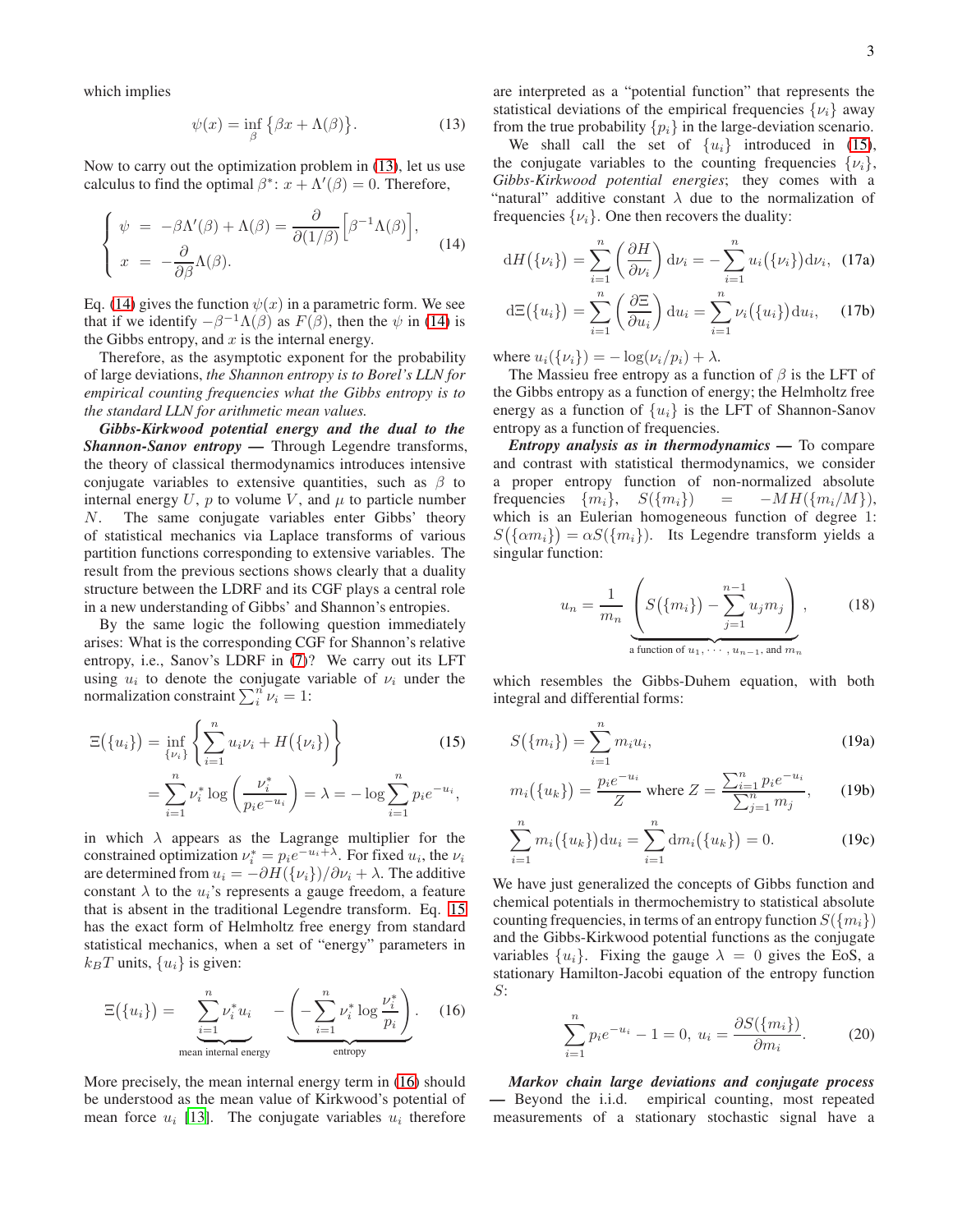which implies

$$\psi(x) = \inf_{\beta} \big\{ \beta x + \Lambda(\beta) \big\}. \tag{13}$$

Now to carry out the optimization problem in (13), let us use calculus to find the optimal $\beta^*$: $x + \Lambda'(\beta) = 0$. Therefore,

$$\begin{cases} \psi \;=\; -\beta\Lambda'(\beta) + \Lambda(\beta) = \dfrac{\partial}{\partial(1/\beta)}\Big[\beta^{-1}\Lambda(\beta)\Big], \\ x \;=\; -\dfrac{\partial}{\partial\beta}\Lambda(\beta). \end{cases} \tag{14}$$

Eq. (14) gives the function $\psi(x)$ in a parametric form. We see that if we identify $-\beta^{-1}\Lambda(\beta)$ as $F(\beta)$, then the $\psi$ in (14) is the Gibbs entropy, and $x$ is the internal energy.

Therefore, as the asymptotic exponent for the probability of large deviations, *the Shannon entropy is to Borel's LLN for empirical counting frequencies what the Gibbs entropy is to the standard LLN for arithmetic mean values.*

***Gibbs-Kirkwood potential energy and the dual to the Shannon-Sanov entropy —*** Through Legendre transforms, the theory of classical thermodynamics introduces intensive conjugate variables to extensive quantities, such as $\beta$ to internal energy $U$, $p$ to volume $V$, and $\mu$ to particle number $N$. The same conjugate variables enter Gibbs' theory of statistical mechanics via Laplace transforms of various partition functions corresponding to extensive variables. The result from the previous sections shows clearly that a duality structure between the LDRF and its CGF plays a central role in a new understanding of Gibbs' and Shannon's entropies.

By the same logic the following question immediately arises: What is the corresponding CGF for Shannon's relative entropy, i.e., Sanov's LDRF in (7)? We carry out its LFT using $u_i$ to denote the conjugate variable of $\nu_i$ under the normalization constraint $\sum_i^n \nu_i = 1$:

$$\begin{aligned} \Xi\big(\{u_i\}\big) &= \inf_{\{\nu_i\}} \left\{ \sum_{i=1}^n u_i\nu_i + H\big(\{\nu_i\}\big) \right\} \\ &= \sum_{i=1}^n \nu_i^* \log\left(\frac{\nu_i^*}{p_i e^{-u_i}}\right) = \lambda = -\log\sum_{i=1}^n p_i e^{-u_i}, \end{aligned} \tag{15}$$

in which $\lambda$ appears as the Lagrange multiplier for the constrained optimization $\nu_i^* = p_i e^{-u_i+\lambda}$. For fixed $u_i$, the $\nu_i$ are determined from $u_i = -\partial H(\{\nu_i\})/\partial\nu_i + \lambda$. The additive constant $\lambda$ to the $u_i$'s represents a gauge freedom, a feature that is absent in the traditional Legendre transform. Eq. 15 has the exact form of Helmholtz free energy from standard statistical mechanics, when a set of "energy" parameters in $k_BT$ units, $\{u_i\}$ is given:

$$\Xi\big(\{u_i\}\big) = \underbrace{\sum_{i=1}^n \nu_i^* u_i}_{\text{mean internal energy}} - \underbrace{\left(-\sum_{i=1}^n \nu_i^* \log\frac{\nu_i^*}{p_i}\right)}_{\text{entropy}}. \tag{16}$$

More precisely, the mean internal energy term in (16) should be understood as the mean value of Kirkwood's potential of mean force $u_i$ [13]. The conjugate variables $u_i$ therefore are interpreted as a "potential function" that represents the statistical deviations of the empirical frequencies $\{\nu_i\}$ away from the true probability $\{p_i\}$ in the large-deviation scenario.

We shall call the set of $\{u_i\}$ introduced in (15), the conjugate variables to the counting frequencies $\{\nu_i\}$, *Gibbs-Kirkwood potential energies*; they comes with a "natural" additive constant $\lambda$ due to the normalization of frequencies $\{\nu_i\}$. One then recovers the duality:

$$\mathrm{d}H\big(\{\nu_i\}\big) = \sum_{i=1}^n \left(\frac{\partial H}{\partial\nu_i}\right)\mathrm{d}\nu_i = -\sum_{i=1}^n u_i\big(\{\nu_i\}\big)\mathrm{d}\nu_i, \tag{17a}$$

$$\mathrm{d}\Xi\big(\{u_i\}\big) = \sum_{i=1}^n \left(\frac{\partial\Xi}{\partial u_i}\right)\mathrm{d}u_i = \sum_{i=1}^n \nu_i\big(\{u_i\}\big)\mathrm{d}u_i, \tag{17b}$$

where $u_i(\{\nu_i\}) = -\log(\nu_i/p_i) + \lambda$.

The Massieu free entropy as a function of $\beta$ is the LFT of the Gibbs entropy as a function of energy; the Helmholtz free energy as a function of $\{u_i\}$ is the LFT of Shannon-Sanov entropy as a function of frequencies.

***Entropy analysis as in thermodynamics —*** To compare and contrast with statistical thermodynamics, we consider a proper entropy function of non-normalized absolute frequencies $\{m_i\}$, $S(\{m_i\}) = -MH(\{m_i/M\})$, which is an Eulerian homogeneous function of degree 1: $S\big(\{\alpha m_i\}\big) = \alpha S(\{m_i\})$. Its Legendre transform yields a singular function:

$$u_n = \frac{1}{m_n}\underbrace{\left(S\big(\{m_i\}\big) - \sum_{j=1}^{n-1} u_j m_j\right)}_{\text{a function of } u_1,\cdots,u_{n-1},\text{ and } m_n}, \tag{18}$$

which resembles the Gibbs-Duhem equation, with both integral and differential forms:

$$S\big(\{m_i\}\big) = \sum_{i=1}^n m_i u_i, \tag{19a}$$

$$m_i\big(\{u_k\}\big) = \frac{p_i e^{-u_i}}{Z} \text{ where } Z = \frac{\sum_{i=1}^n p_i e^{-u_i}}{\sum_{j=1}^n m_j}, \tag{19b}$$

$$\sum_{i=1}^n m_i\big(\{u_k\}\big)\mathrm{d}u_i = \sum_{i=1}^n \mathrm{d}m_i\big(\{u_k\}\big) = 0. \tag{19c}$$

We have just generalized the concepts of Gibbs function and chemical potentials in thermochemistry to statistical absolute counting frequencies, in terms of an entropy function $S(\{m_i\})$ and the Gibbs-Kirkwood potential functions as the conjugate variables $\{u_i\}$. Fixing the gauge $\lambda = 0$ gives the EoS, a stationary Hamilton-Jacobi equation of the entropy function $S$:

$$\sum_{i=1}^n p_i e^{-u_i} - 1 = 0,\; u_i = \frac{\partial S(\{m_i\})}{\partial m_i}. \tag{20}$$

***Markov chain large deviations and conjugate process —*** Beyond the i.i.d. empirical counting, most repeated measurements of a stationary stochastic signal have a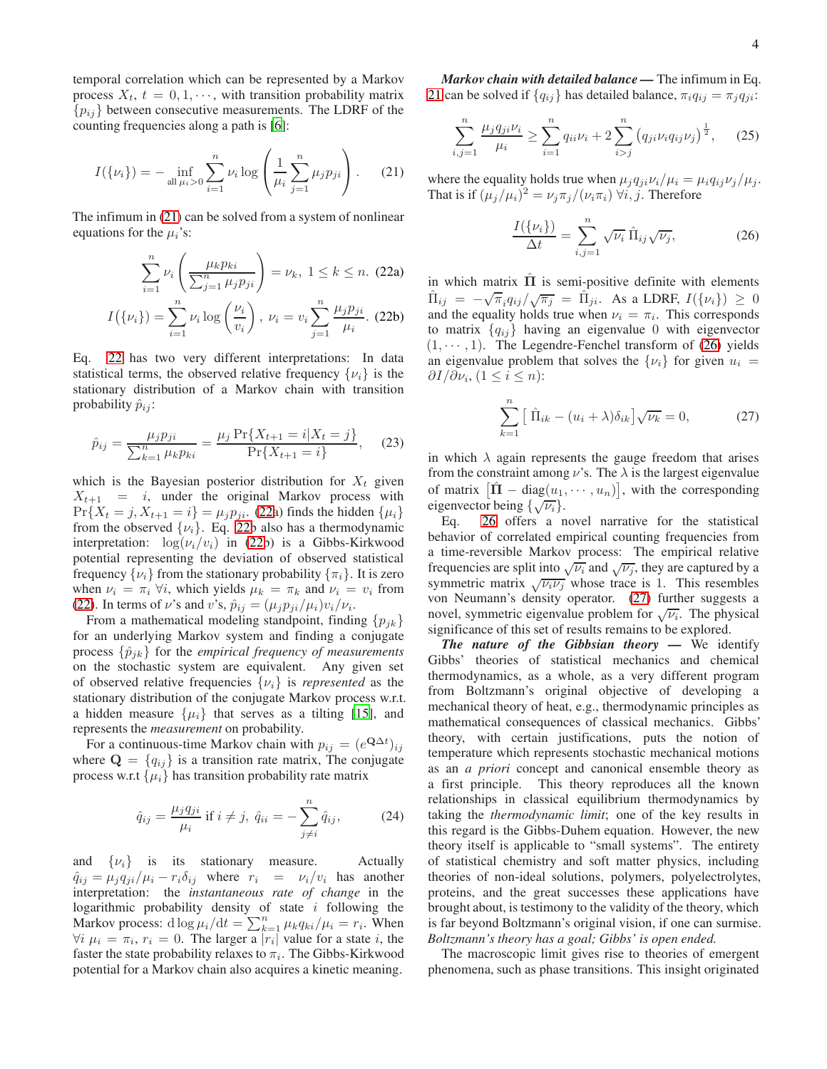temporal correlation which can be represented by a Markov process $X_t$, $t = 0, 1, \cdots$, with transition probability matrix $\{p_{ij}\}$ between consecutive measurements. The LDRF of the counting frequencies along a path is [6]:

$$I(\{\nu_i\}) = -\inf_{\text{all } \mu_i > 0} \sum_{i=1}^{n} \nu_i \log\left(\frac{1}{\mu_i}\sum_{j=1}^{n}\mu_j p_{ji}\right). \quad (21)$$

The infimum in (21) can be solved from a system of nonlinear equations for the $\mu_i$'s:

$$\sum_{i=1}^{n} \nu_i \left(\frac{\mu_k p_{ki}}{\sum_{j=1}^{n}\mu_j p_{ji}}\right) = \nu_k,\ 1 \le k \le n. \quad (22a)$$

$$I(\{\nu_i\}) = \sum_{i=1}^{n} \nu_i \log\left(\frac{\nu_i}{v_i}\right),\ v_i = v_i \sum_{j=1}^{n}\frac{\mu_j p_{ji}}{\mu_i}. \quad (22b)$$

Eq. 22 has two very different interpretations: In data statistical terms, the observed relative frequency $\{\nu_i\}$ is the stationary distribution of a Markov chain with transition probability $\hat{p}_{ij}$:

$$\hat{p}_{ij} = \frac{\mu_j p_{ji}}{\sum_{k=1}^{n}\mu_k p_{ki}} = \frac{\mu_j \Pr\{X_{t+1} = i | X_t = j\}}{\Pr\{X_{t+1} = i\}}, \quad (23)$$

which is the Bayesian posterior distribution for $X_t$ given $X_{t+1} = i$, under the original Markov process with $\Pr\{X_t = j, X_{t+1} = i\} = \mu_j p_{ji}$. (22a) finds the hidden $\{\mu_i\}$ from the observed $\{\nu_i\}$. Eq. 22b also has a thermodynamic interpretation: $\log(\nu_i/v_i)$ in (22b) is a Gibbs-Kirkwood potential representing the deviation of observed statistical frequency $\{\nu_i\}$ from the stationary probability $\{\pi_i\}$. It is zero when $\nu_i = \pi_i\ \forall i$, which yields $\mu_k = \pi_k$ and $\nu_i = v_i$ from (22). In terms of $\nu$'s and $v$'s, $\hat{p}_{ij} = (\mu_j p_{ji}/\mu_i)v_i/\nu_i$.

From a mathematical modeling standpoint, finding $\{p_{jk}\}$ for an underlying Markov system and finding a conjugate process $\{\hat{p}_{jk}\}$ for the *empirical frequency of measurements* on the stochastic system are equivalent. Any given set of observed relative frequencies $\{\nu_i\}$ is *represented* as the stationary distribution of the conjugate Markov process w.r.t. a hidden measure $\{\mu_i\}$ that serves as a tilting [15], and represents the *measurement* on probability.

For a continuous-time Markov chain with $p_{ij} = (e^{\mathbf{Q}\Delta t})_{ij}$ where $\mathbf{Q} = \{q_{ij}\}$ is a transition rate matrix, The conjugate process w.r.t $\{\mu_i\}$ has transition probability rate matrix

$$\hat{q}_{ij} = \frac{\mu_j q_{ji}}{\mu_i} \text{ if } i \neq j,\ \hat{q}_{ii} = -\sum_{j \neq i}^{n} \hat{q}_{ij}, \quad (24)$$

and $\{\nu_i\}$ is its stationary measure. Actually $\hat{q}_{ij} = \mu_j q_{ji}/\mu_i - r_i\delta_{ij}$ where $r_i = \nu_i/v_i$ has another interpretation: the *instantaneous rate of change* in the logarithmic probability density of state $i$ following the Markov process: $\mathrm{d}\log\mu_i/\mathrm{d}t = \sum_{k=1}^{n}\mu_k q_{ki}/\mu_i = r_i$. When $\forall i\ \mu_i = \pi_i$, $r_i = 0$. The larger a $|r_i|$ value for a state $i$, the faster the state probability relaxes to $\pi_i$. The Gibbs-Kirkwood potential for a Markov chain also acquires a kinetic meaning.

***Markov chain with detailed balance —*** The infimum in Eq. 21 can be solved if $\{q_{ij}\}$ has detailed balance, $\pi_i q_{ij} = \pi_j q_{ji}$:

$$\sum_{i,j=1}^{n} \frac{\mu_j q_{ji}\nu_i}{\mu_i} \ge \sum_{i=1}^{n} q_{ii}\nu_i + 2\sum_{i>j}^{n}\left(q_{ji}\nu_i q_{ij}\nu_j\right)^{\frac{1}{2}}, \quad (25)$$

where the equality holds true when $\mu_j q_{ji}\nu_i/\mu_i = \mu_i q_{ij}\nu_j/\mu_j$. That is if $(\mu_j/\mu_i)^2 = \nu_j\pi_j/(\nu_i\pi_i)\ \forall i, j$. Therefore

$$\frac{I(\{\nu_i\})}{\Delta t} = \sum_{i,j=1}^{n} \sqrt{\nu_i}\,\hat{\Pi}_{ij}\sqrt{\nu_j}, \quad (26)$$

in which matrix $\hat{\mathbf{\Pi}}$ is semi-positive definite with elements $\hat{\Pi}_{ij} = -\sqrt{\pi_i}q_{ij}/\sqrt{\pi_j} = \hat{\Pi}_{ji}$. As a LDRF, $I(\{\nu_i\}) \ge 0$ and the equality holds true when $\nu_i = \pi_i$. This corresponds to matrix $\{q_{ij}\}$ having an eigenvalue 0 with eigenvector $(1, \cdots, 1)$. The Legendre-Fenchel transform of (26) yields an eigenvalue problem that solves the $\{\nu_i\}$ for given $u_i = \partial I/\partial\nu_i$, $(1 \le i \le n)$:

$$\sum_{k=1}^{n}\left[\,\hat{\Pi}_{ik} - (u_i + \lambda)\delta_{ik}\right]\sqrt{\nu_k} = 0, \quad (27)$$

in which $\lambda$ again represents the gauge freedom that arises from the constraint among $\nu$'s. The $\lambda$ is the largest eigenvalue of matrix $\left[\hat{\mathbf{\Pi}} - \text{diag}(u_1, \cdots, u_n)\right]$, with the corresponding eigenvector being $\{\sqrt{\nu_i}\}$.

Eq. 26 offers a novel narrative for the statistical behavior of correlated empirical counting frequencies from a time-reversible Markov process: The empirical relative frequencies are split into $\sqrt{\nu_i}$ and $\sqrt{\nu_j}$, they are captured by a symmetric matrix $\sqrt{\nu_i\nu_j}$ whose trace is 1. This resembles von Neumann's density operator. (27) further suggests a novel, symmetric eigenvalue problem for $\sqrt{\nu_i}$. The physical significance of this set of results remains to be explored.

***The nature of the Gibbsian theory —*** We identify Gibbs' theories of statistical mechanics and chemical thermodynamics, as a whole, as a very different program from Boltzmann's original objective of developing a mechanical theory of heat, e.g., thermodynamic principles as mathematical consequences of classical mechanics. Gibbs' theory, with certain justifications, puts the notion of temperature which represents stochastic mechanical motions as an *a priori* concept and canonical ensemble theory as a first principle. This theory reproduces all the known relationships in classical equilibrium thermodynamics by taking the *thermodynamic limit*; one of the key results in this regard is the Gibbs-Duhem equation. However, the new theory itself is applicable to "small systems". The entirety of statistical chemistry and soft matter physics, including theories of non-ideal solutions, polymers, polyelectrolytes, proteins, and the great successes these applications have brought about, is testimony to the validity of the theory, which is far beyond Boltzmann's original vision, if one can surmise. *Boltzmann's theory has a goal; Gibbs' is open ended.*

The macroscopic limit gives rise to theories of emergent phenomena, such as phase transitions. This insight originated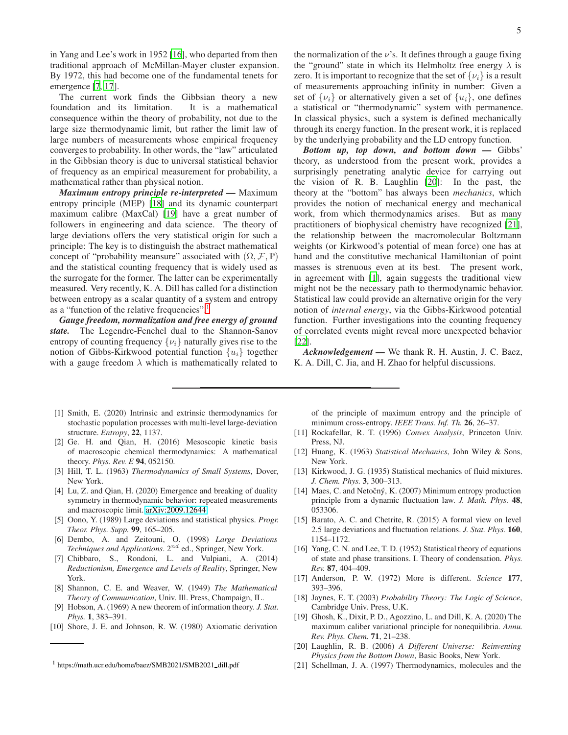in Yang and Lee's work in 1952 [16], who departed from then traditional approach of McMillan-Mayer cluster expansion. By 1972, this had become one of the fundamental tenets for emergence [7, 17].

The current work finds the Gibbsian theory a new foundation and its limitation. It is a mathematical consequence within the theory of probability, not due to the large size thermodynamic limit, but rather the limit law of large numbers of measurements whose empirical frequency converges to probability. In other words, the "law" articulated in the Gibbsian theory is due to universal statistical behavior of frequency as an empirical measurement for probability, a mathematical rather than physical notion.

***Maximum entropy principle re-interpreted —*** Maximum entropy principle (MEP) [18] and its dynamic counterpart maximum calibre (MaxCal) [19] have a great number of followers in engineering and data science. The theory of large deviations offers the very statistical origin for such a principle: The key is to distinguish the abstract mathematical concept of "probability meansure" associated with $(\Omega, \mathcal{F}, \mathbb{P})$ and the statistical counting frequency that is widely used as the surrogate for the former. The latter can be experimentally measured. Very recently, K. A. Dill has called for a distinction between entropy as a scalar quantity of a system and entropy as a "function of the relative frequencies".[1]

***Gauge freedom, normalization and free energy of ground state.*** The Legendre-Fenchel dual to the Shannon-Sanov entropy of counting frequency $\{\nu_i\}$ naturally gives rise to the notion of Gibbs-Kirkwood potential function $\{u_i\}$ together with a gauge freedom $\lambda$ which is mathematically related to the normalization of the $\nu$'s. It defines through a gauge fixing the "ground" state in which its Helmholtz free energy $\lambda$ is zero. It is important to recognize that the set of $\{\nu_i\}$ is a result of measurements approaching infinity in number: Given a set of $\{\nu_i\}$ or alternatively given a set of $\{u_i\}$, one defines a statistical or "thermodynamic" system with permanence. In classical physics, such a system is defined mechanically through its energy function. In the present work, it is replaced by the underlying probability and the LD entropy function.

***Bottom up, top down, and bottom down —*** Gibbs' theory, as understood from the present work, provides a surprisingly penetrating analytic device for carrying out the vision of R. B. Laughlin [20]: In the past, the theory at the "bottom" has always been *mechanics*, which provides the notion of mechanical energy and mechanical work, from which thermodynamics arises. But as many practitioners of biophysical chemistry have recognized [21], the relationship between the macromolecular Boltzmann weights (or Kirkwood's potential of mean force) one has at hand and the constitutive mechanical Hamiltonian of point masses is strenuous even at its best. The present work, in agreement with [1], again suggests the traditional view might not be the necessary path to thermodynamic behavior. Statistical law could provide an alternative origin for the very notion of *internal energy*, via the Gibbs-Kirkwood potential function. Further investigations into the counting frequency of correlated events might reveal more unexpected behavior [22].

***Acknowledgement —*** We thank R. H. Austin, J. C. Baez, K. A. Dill, C. Jia, and H. Zhao for helpful discussions.

---

[1] Smith, E. (2020) Intrinsic and extrinsic thermodynamics for stochastic population processes with multi-level large-deviation structure. *Entropy*, **22**, 1137.

[2] Ge. H. and Qian, H. (2016) Mesoscopic kinetic basis of macroscopic chemical thermodynamics: A mathematical theory. *Phys. Rev. E* **94**, 052150.

[3] Hill, T. L. (1963) *Thermodynamics of Small Systems*, Dover, New York.

[4] Lu, Z. and Qian, H. (2020) Emergence and breaking of duality symmetry in thermodynamic behavior: repeated measurements and macroscopic limit. arXiv:2009.12644.

[5] Oono, Y. (1989) Large deviations and statistical physics. *Progr. Theor. Phys. Supp.* **99**, 165–205.

[6] Dembo, A. and Zeitouni, O. (1998) *Large Deviations Techniques and Applications*. $2^{nd}$ ed., Springer, New York.

[7] Chibbaro, S., Rondoni, L. and Vulpiani, A. (2014) *Reductionism, Emergence and Levels of Reality*, Springer, New York.

[8] Shannon, C. E. and Weaver, W. (1949) *The Mathematical Theory of Communication*, Univ. Ill. Press, Champaign, IL.

[9] Hobson, A. (1969) A new theorem of information theory. *J. Stat. Phys.* **1**, 383–391.

[10] Shore, J. E. and Johnson, R. W. (1980) Axiomatic derivation of the principle of maximum entropy and the principle of minimum cross-entropy. *IEEE Trans. Inf. Th.* **26**, 26–37.

[11] Rockafellar, R. T. (1996) *Convex Analysis*, Princeton Univ. Press, NJ.

[12] Huang, K. (1963) *Statistical Mechanics*, John Wiley & Sons, New York.

[13] Kirkwood, J. G. (1935) Statistical mechanics of fluid mixtures. *J. Chem. Phys.* **3**, 300–313.

[14] Maes, C. and Netočný, K. (2007) Minimum entropy production principle from a dynamic fluctuation law. *J. Math. Phys.* **48**, 053306.

[15] Barato, A. C. and Chetrite, R. (2015) A formal view on level 2.5 large deviations and fluctuation relations. *J. Stat. Phys.* **160**, 1154–1172.

[16] Yang, C. N. and Lee, T. D. (1952) Statistical theory of equations of state and phase transitions. I. Theory of condensation. *Phys. Rev.* **87**, 404–409.

[17] Anderson, P. W. (1972) More is different. *Science* **177**, 393–396.

[18] Jaynes, E. T. (2003) *Probability Theory: The Logic of Science*, Cambridge Univ. Press, U.K.

[19] Ghosh, K., Dixit, P. D., Agozzino, L. and Dill, K. A. (2020) The maximum caliber variational principle for nonequilibria. *Annu. Rev. Phys. Chem.* **71**, 21–238.

[20] Laughlin, R. B. (2006) *A Different Universe: Reinventing Physics from the Bottom Down*, Basic Books, New York.

[21] Schellman, J. A. (1997) Thermodynamics, molecules and the

---

[1] https://math.ucr.edu/home/baez/SMB2021/SMB2021_dill.pdf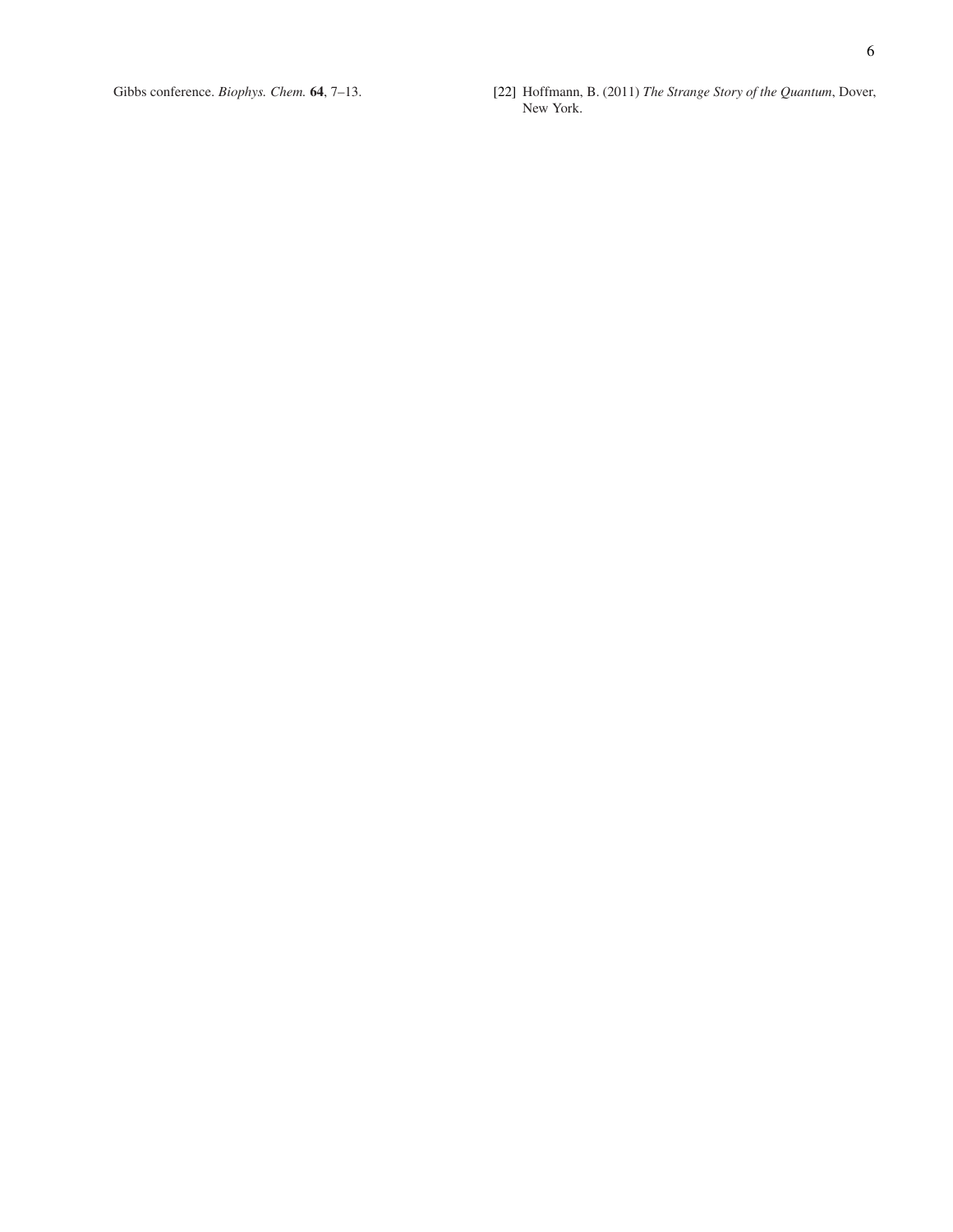Gibbs conference. *Biophys. Chem.* **64**, 7–13.

[22] Hoffmann, B. (2011) *The Strange Story of the Quantum*, Dover, New York.